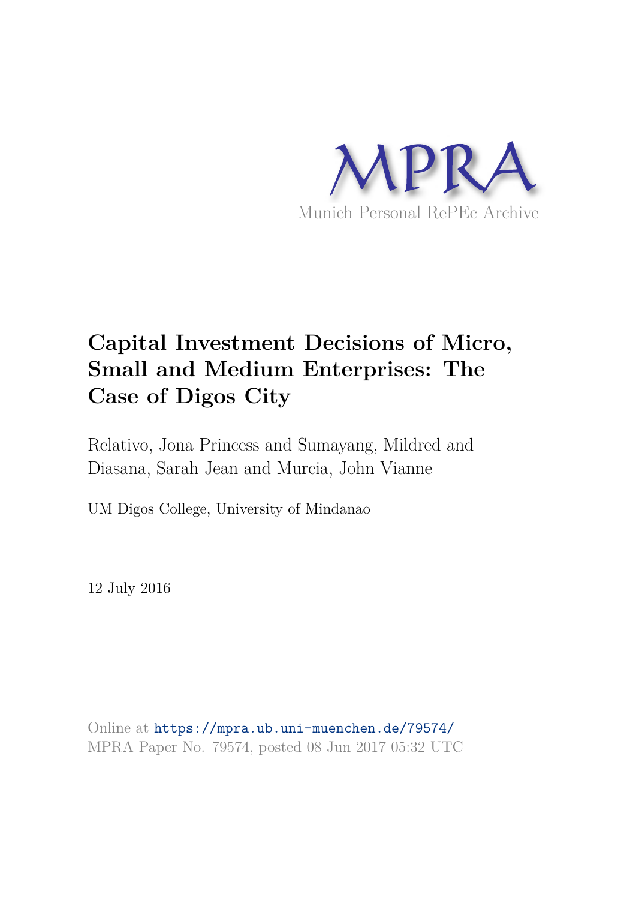MPRA

Munich Personal RePEc Archive

# Capital Investment Decisions of Micro, Small and Medium Enterprises: The Case of Digos City

Relativo, Jona Princess and Sumayang, Mildred and Diasana, Sarah Jean and Murcia, John Vianne

UM Digos College, University of Mindanao

12 July 2016

Online at https://mpra.ub.uni-muenchen.de/79574/
MPRA Paper No. 79574, posted 08 Jun 2017 05:32 UTC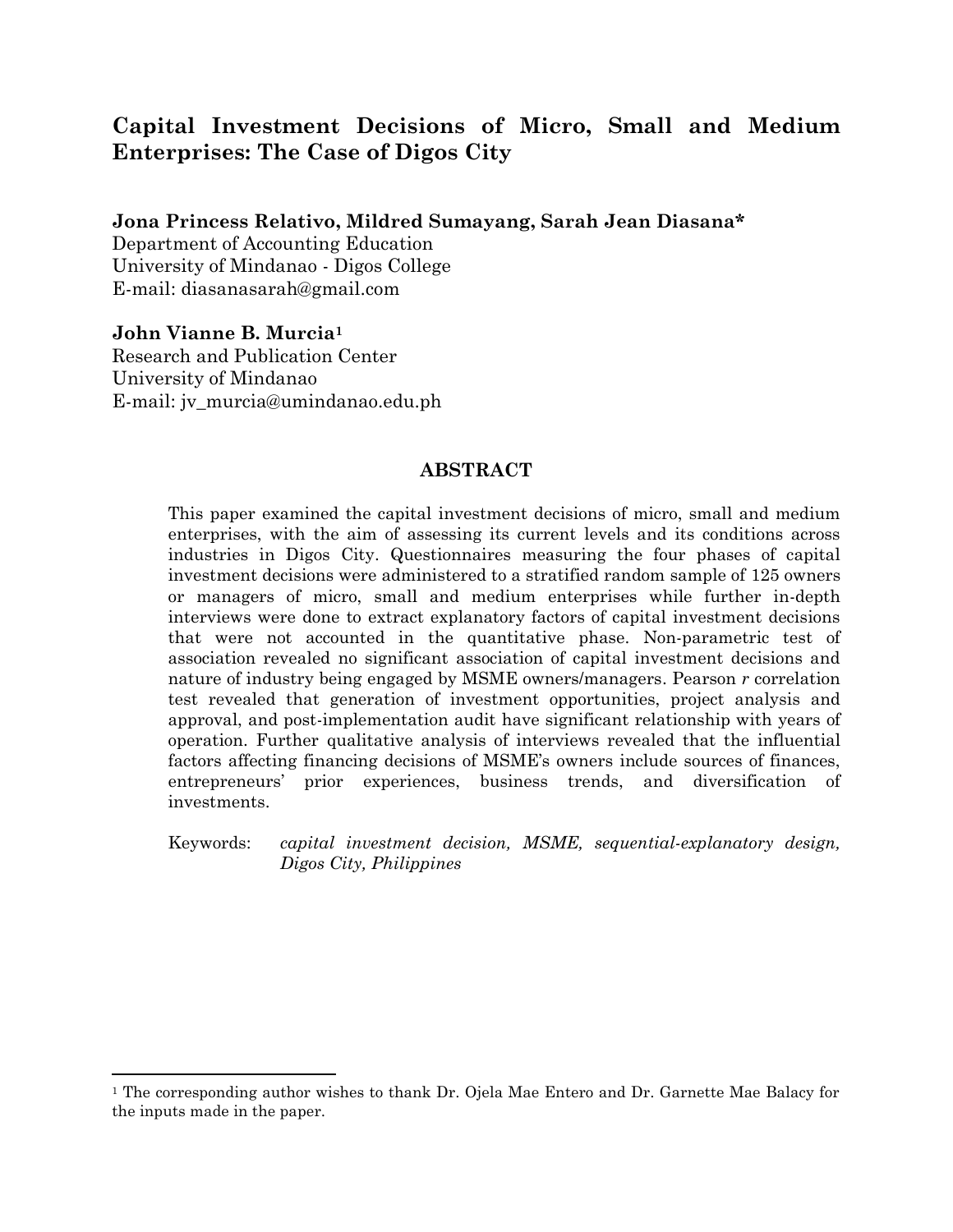# Capital Investment Decisions of Micro, Small and Medium Enterprises: The Case of Digos City

**Jona Princess Relativo, Mildred Sumayang, Sarah Jean Diasana***
Department of Accounting Education
University of Mindanao - Digos College
E-mail: diasanasarah@gmail.com

**John Vianne B. Murcia**[1]
Research and Publication Center
University of Mindanao
E-mail: jv_murcia@umindanao.edu.ph

## ABSTRACT

This paper examined the capital investment decisions of micro, small and medium enterprises, with the aim of assessing its current levels and its conditions across industries in Digos City. Questionnaires measuring the four phases of capital investment decisions were administered to a stratified random sample of 125 owners or managers of micro, small and medium enterprises while further in-depth interviews were done to extract explanatory factors of capital investment decisions that were not accounted in the quantitative phase. Non-parametric test of association revealed no significant association of capital investment decisions and nature of industry being engaged by MSME owners/managers. Pearson *r* correlation test revealed that generation of investment opportunities, project analysis and approval, and post-implementation audit have significant relationship with years of operation. Further qualitative analysis of interviews revealed that the influential factors affecting financing decisions of MSME's owners include sources of finances, entrepreneurs' prior experiences, business trends, and diversification of investments.

Keywords: *capital investment decision, MSME, sequential-explanatory design, Digos City, Philippines*

---

[1] The corresponding author wishes to thank Dr. Ojela Mae Entero and Dr. Garnette Mae Balacy for the inputs made in the paper.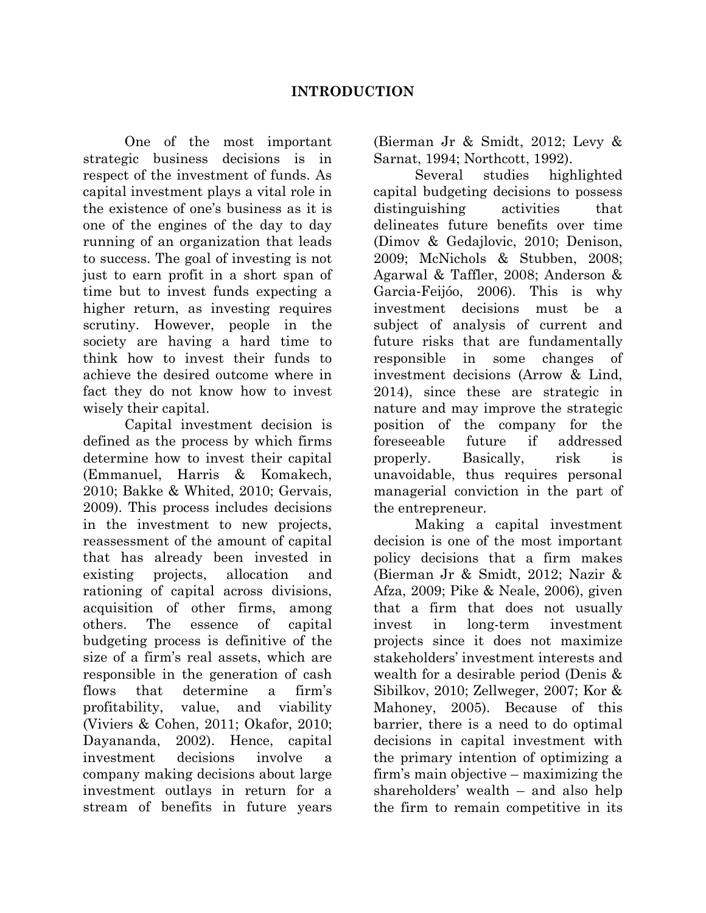# INTRODUCTION

One of the most important strategic business decisions is in respect of the investment of funds. As capital investment plays a vital role in the existence of one's business as it is one of the engines of the day to day running of an organization that leads to success. The goal of investing is not just to earn profit in a short span of time but to invest funds expecting a higher return, as investing requires scrutiny. However, people in the society are having a hard time to think how to invest their funds to achieve the desired outcome where in fact they do not know how to invest wisely their capital.

Capital investment decision is defined as the process by which firms determine how to invest their capital (Emmanuel, Harris & Komakech, 2010; Bakke & Whited, 2010; Gervais, 2009). This process includes decisions in the investment to new projects, reassessment of the amount of capital that has already been invested in existing projects, allocation and rationing of capital across divisions, acquisition of other firms, among others. The essence of capital budgeting process is definitive of the size of a firm's real assets, which are responsible in the generation of cash flows that determine a firm's profitability, value, and viability (Viviers & Cohen, 2011; Okafor, 2010; Dayananda, 2002). Hence, capital investment decisions involve a company making decisions about large investment outlays in return for a stream of benefits in future years (Bierman Jr & Smidt, 2012; Levy & Sarnat, 1994; Northcott, 1992).

Several studies highlighted capital budgeting decisions to possess distinguishing activities that delineates future benefits over time (Dimov & Gedajlovic, 2010; Denison, 2009; McNichols & Stubben, 2008; Agarwal & Taffler, 2008; Anderson & Garcia-Feijóo, 2006). This is why investment decisions must be a subject of analysis of current and future risks that are fundamentally responsible in some changes of investment decisions (Arrow & Lind, 2014), since these are strategic in nature and may improve the strategic position of the company for the foreseeable future if addressed properly. Basically, risk is unavoidable, thus requires personal managerial conviction in the part of the entrepreneur.

Making a capital investment decision is one of the most important policy decisions that a firm makes (Bierman Jr & Smidt, 2012; Nazir & Afza, 2009; Pike & Neale, 2006), given that a firm that does not usually invest in long-term investment projects since it does not maximize stakeholders' investment interests and wealth for a desirable period (Denis & Sibilkov, 2010; Zellweger, 2007; Kor & Mahoney, 2005). Because of this barrier, there is a need to do optimal decisions in capital investment with the primary intention of optimizing a firm's main objective – maximizing the shareholders' wealth – and also help the firm to remain competitive in its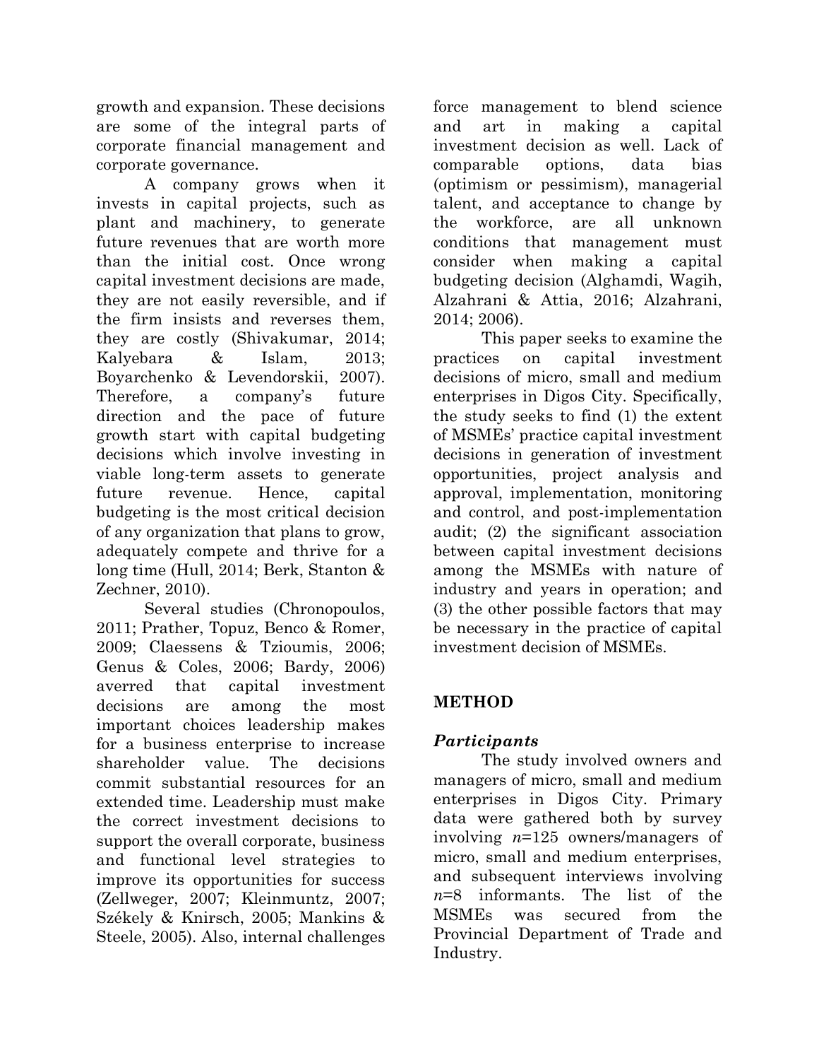growth and expansion. These decisions are some of the integral parts of corporate financial management and corporate governance.

A company grows when it invests in capital projects, such as plant and machinery, to generate future revenues that are worth more than the initial cost. Once wrong capital investment decisions are made, they are not easily reversible, and if the firm insists and reverses them, they are costly (Shivakumar, 2014; Kalyebara & Islam, 2013; Boyarchenko & Levendorskii, 2007). Therefore, a company's future direction and the pace of future growth start with capital budgeting decisions which involve investing in viable long-term assets to generate future revenue. Hence, capital budgeting is the most critical decision of any organization that plans to grow, adequately compete and thrive for a long time (Hull, 2014; Berk, Stanton & Zechner, 2010).

Several studies (Chronopoulos, 2011; Prather, Topuz, Benco & Romer, 2009; Claessens & Tzioumis, 2006; Genus & Coles, 2006; Bardy, 2006) averred that capital investment decisions are among the most important choices leadership makes for a business enterprise to increase shareholder value. The decisions commit substantial resources for an extended time. Leadership must make the correct investment decisions to support the overall corporate, business and functional level strategies to improve its opportunities for success (Zellweger, 2007; Kleinmuntz, 2007; Székely & Knirsch, 2005; Mankins & Steele, 2005). Also, internal challenges force management to blend science and art in making a capital investment decision as well. Lack of comparable options, data bias (optimism or pessimism), managerial talent, and acceptance to change by the workforce, are all unknown conditions that management must consider when making a capital budgeting decision (Alghamdi, Wagih, Alzahrani & Attia, 2016; Alzahrani, 2014; 2006).

This paper seeks to examine the practices on capital investment decisions of micro, small and medium enterprises in Digos City. Specifically, the study seeks to find (1) the extent of MSMEs' practice capital investment decisions in generation of investment opportunities, project analysis and approval, implementation, monitoring and control, and post-implementation audit; (2) the significant association between capital investment decisions among the MSMEs with nature of industry and years in operation; and (3) the other possible factors that may be necessary in the practice of capital investment decision of MSMEs.

## METHOD

### *Participants*

The study involved owners and managers of micro, small and medium enterprises in Digos City. Primary data were gathered both by survey involving $n$=125 owners/managers of micro, small and medium enterprises, and subsequent interviews involving $n$=8 informants. The list of the MSMEs was secured from the Provincial Department of Trade and Industry.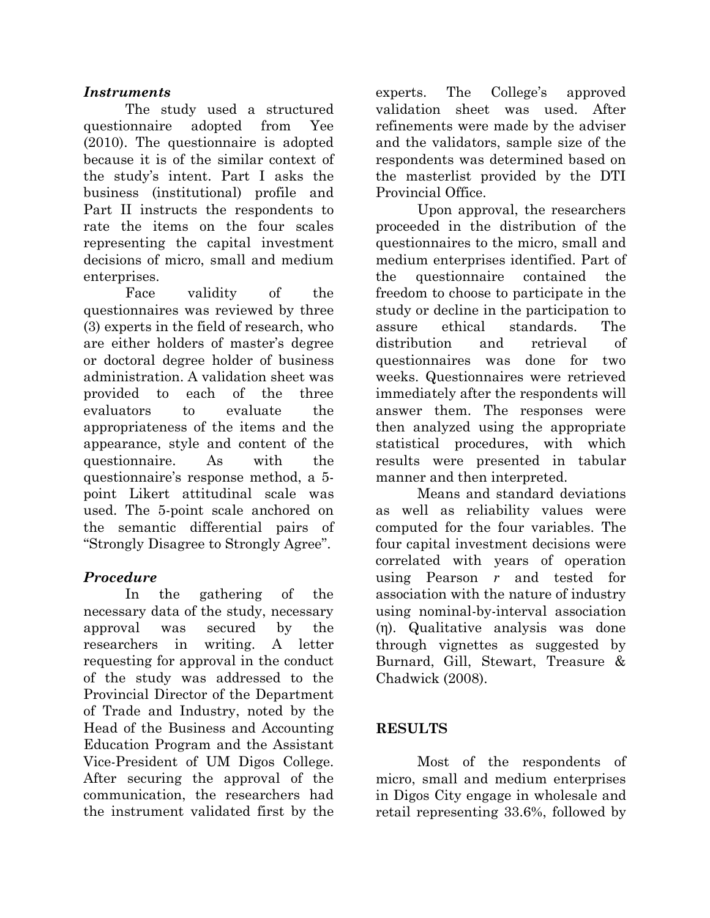### *Instruments*

The study used a structured questionnaire adopted from Yee (2010). The questionnaire is adopted because it is of the similar context of the study's intent. Part I asks the business (institutional) profile and Part II instructs the respondents to rate the items on the four scales representing the capital investment decisions of micro, small and medium enterprises.

Face validity of the questionnaires was reviewed by three (3) experts in the field of research, who are either holders of master's degree or doctoral degree holder of business administration. A validation sheet was provided to each of the three evaluators to evaluate the appropriateness of the items and the appearance, style and content of the questionnaire. As with the questionnaire's response method, a 5-point Likert attitudinal scale was used. The 5-point scale anchored on the semantic differential pairs of "Strongly Disagree to Strongly Agree".

### *Procedure*

In the gathering of the necessary data of the study, necessary approval was secured by the researchers in writing. A letter requesting for approval in the conduct of the study was addressed to the Provincial Director of the Department of Trade and Industry, noted by the Head of the Business and Accounting Education Program and the Assistant Vice-President of UM Digos College. After securing the approval of the communication, the researchers had the instrument validated first by the experts. The College's approved validation sheet was used. After refinements were made by the adviser and the validators, sample size of the respondents was determined based on the masterlist provided by the DTI Provincial Office.

Upon approval, the researchers proceeded in the distribution of the questionnaires to the micro, small and medium enterprises identified. Part of the questionnaire contained the freedom to choose to participate in the study or decline in the participation to assure ethical standards. The distribution and retrieval of questionnaires was done for two weeks. Questionnaires were retrieved immediately after the respondents will answer them. The responses were then analyzed using the appropriate statistical procedures, with which results were presented in tabular manner and then interpreted.

Means and standard deviations as well as reliability values were computed for the four variables. The four capital investment decisions were correlated with years of operation using Pearson $r$ and tested for association with the nature of industry using nominal-by-interval association ($\eta$). Qualitative analysis was done through vignettes as suggested by Burnard, Gill, Stewart, Treasure & Chadwick (2008).

## RESULTS

Most of the respondents of micro, small and medium enterprises in Digos City engage in wholesale and retail representing 33.6%, followed by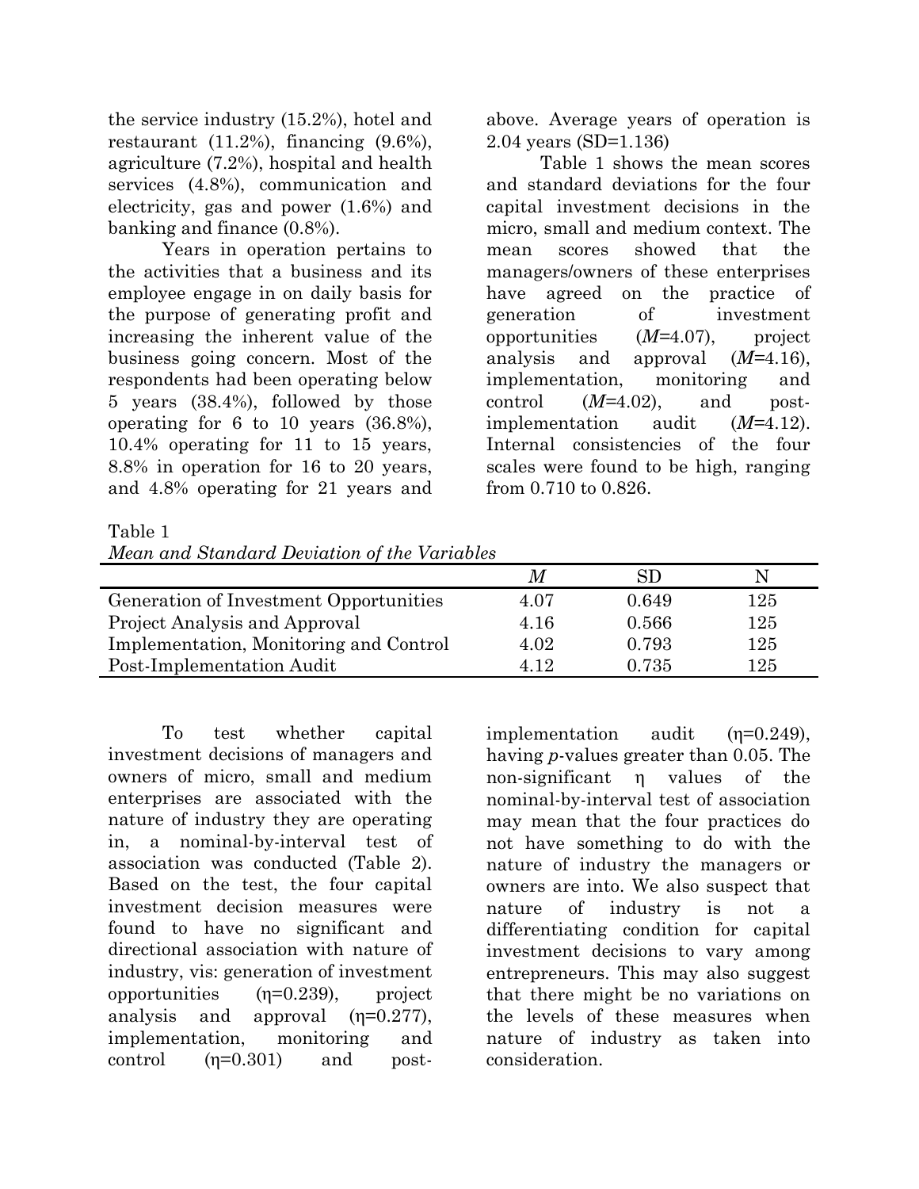the service industry (15.2%), hotel and restaurant (11.2%), financing (9.6%), agriculture (7.2%), hospital and health services (4.8%), communication and electricity, gas and power (1.6%) and banking and finance (0.8%).

Years in operation pertains to the activities that a business and its employee engage in on daily basis for the purpose of generating profit and increasing the inherent value of the business going concern. Most of the respondents had been operating below 5 years (38.4%), followed by those operating for 6 to 10 years (36.8%), 10.4% operating for 11 to 15 years, 8.8% in operation for 16 to 20 years, and 4.8% operating for 21 years and above. Average years of operation is 2.04 years (SD=1.136)

Table 1 shows the mean scores and standard deviations for the four capital investment decisions in the micro, small and medium context. The mean scores showed that the managers/owners of these enterprises have agreed on the practice of generation of investment opportunities (*M*=4.07), project analysis and approval (*M*=4.16), implementation, monitoring and control (*M*=4.02), and post-implementation audit (*M*=4.12). Internal consistencies of the four scales were found to be high, ranging from 0.710 to 0.826.

Table 1
*Mean and Standard Deviation of the Variables*

| | *M* | SD | N |
|---|---|---|---|
| Generation of Investment Opportunities | 4.07 | 0.649 | 125 |
| Project Analysis and Approval | 4.16 | 0.566 | 125 |
| Implementation, Monitoring and Control | 4.02 | 0.793 | 125 |
| Post-Implementation Audit | 4.12 | 0.735 | 125 |

To test whether capital investment decisions of managers and owners of micro, small and medium enterprises are associated with the nature of industry they are operating in, a nominal-by-interval test of association was conducted (Table 2). Based on the test, the four capital investment decision measures were found to have no significant and directional association with nature of industry, vis: generation of investment opportunities ($\eta$=0.239), project analysis and approval ($\eta$=0.277), implementation, monitoring and control ($\eta$=0.301) and post-implementation audit ($\eta$=0.249), having *p*-values greater than 0.05. The non-significant $\eta$ values of the nominal-by-interval test of association may mean that the four practices do not have something to do with the nature of industry the managers or owners are into. We also suspect that nature of industry is not a differentiating condition for capital investment decisions to vary among entrepreneurs. This may also suggest that there might be no variations on the levels of these measures when nature of industry as taken into consideration.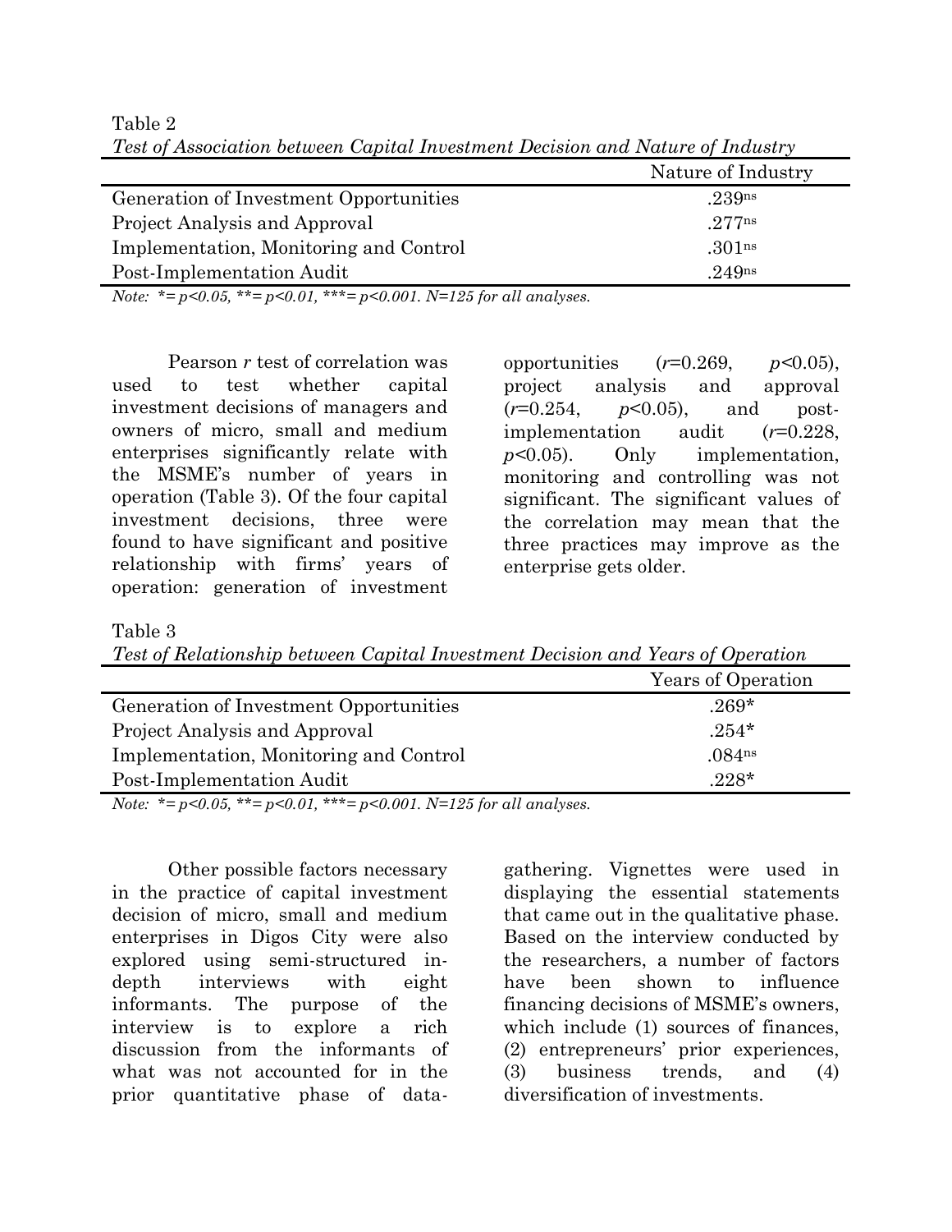Table 2

*Test of Association between Capital Investment Decision and Nature of Industry*

| | Nature of Industry |
|---|---|
| Generation of Investment Opportunities | $.239^{ns}$ |
| Project Analysis and Approval | $.277^{ns}$ |
| Implementation, Monitoring and Control | $.301^{ns}$ |
| Post-Implementation Audit | $.249^{ns}$ |

*Note: *= p<0.05, **= p<0.01, ***= p<0.001. N=125 for all analyses.*

Pearson *r* test of correlation was used to test whether capital investment decisions of managers and owners of micro, small and medium enterprises significantly relate with the MSME's number of years in operation (Table 3). Of the four capital investment decisions, three were found to have significant and positive relationship with firms' years of operation: generation of investment opportunities ($r$=0.269, $p$<0.05), project analysis and approval ($r$=0.254, $p$<0.05), and post-implementation audit ($r$=0.228, $p$<0.05). Only implementation, monitoring and controlling was not significant. The significant values of the correlation may mean that the three practices may improve as the enterprise gets older.

Table 3

*Test of Relationship between Capital Investment Decision and Years of Operation*

| | Years of Operation |
|---|---|
| Generation of Investment Opportunities | .269* |
| Project Analysis and Approval | .254* |
| Implementation, Monitoring and Control | $.084^{ns}$ |
| Post-Implementation Audit | .228* |

*Note: *= p<0.05, **= p<0.01, ***= p<0.001. N=125 for all analyses.*

Other possible factors necessary in the practice of capital investment decision of micro, small and medium enterprises in Digos City were also explored using semi-structured in-depth interviews with eight informants. The purpose of the interview is to explore a rich discussion from the informants of what was not accounted for in the prior quantitative phase of data-gathering. Vignettes were used in displaying the essential statements that came out in the qualitative phase. Based on the interview conducted by the researchers, a number of factors have been shown to influence financing decisions of MSME's owners, which include (1) sources of finances, (2) entrepreneurs' prior experiences, (3) business trends, and (4) diversification of investments.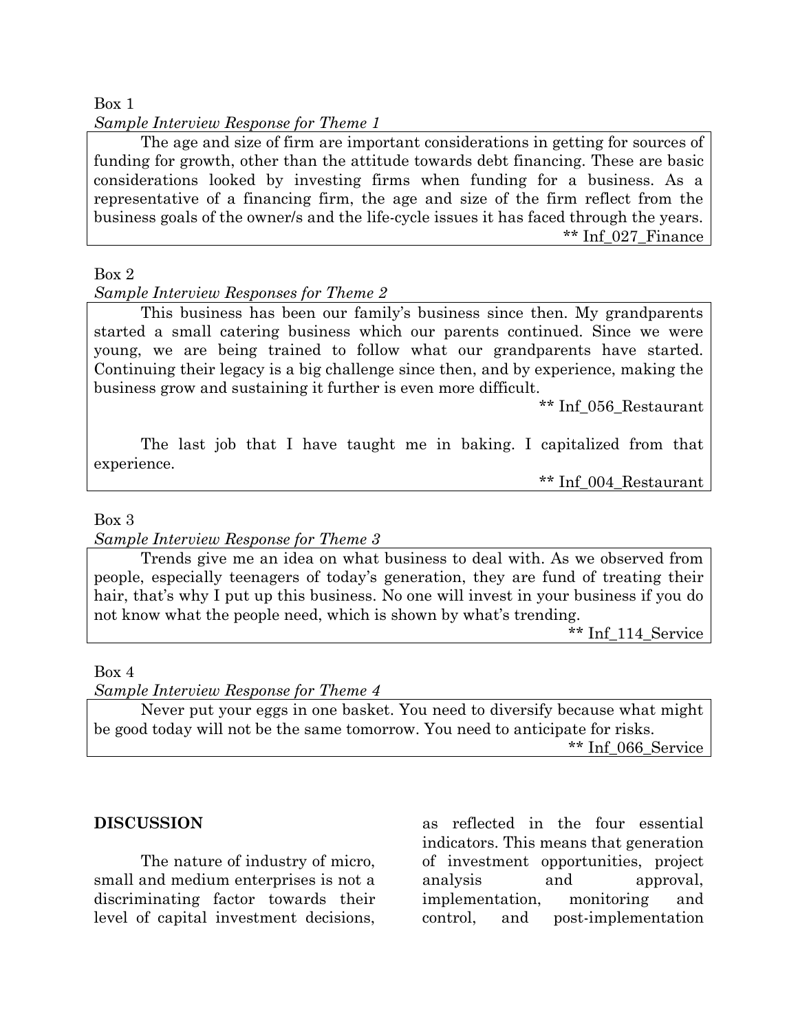Box 1

*Sample Interview Response for Theme 1*

> The age and size of firm are important considerations in getting for sources of funding for growth, other than the attitude towards debt financing. These are basic considerations looked by investing firms when funding for a business. As a representative of a financing firm, the age and size of the firm reflect from the business goals of the owner/s and the life-cycle issues it has faced through the years.
>
> ** Inf_027_Finance

Box 2

*Sample Interview Responses for Theme 2*

> This business has been our family's business since then. My grandparents started a small catering business which our parents continued. Since we were young, we are being trained to follow what our grandparents have started. Continuing their legacy is a big challenge since then, and by experience, making the business grow and sustaining it further is even more difficult.
>
> ** Inf_056_Restaurant
>
> The last job that I have taught me in baking. I capitalized from that experience.
>
> ** Inf_004_Restaurant

Box 3

*Sample Interview Response for Theme 3*

> Trends give me an idea on what business to deal with. As we observed from people, especially teenagers of today's generation, they are fund of treating their hair, that's why I put up this business. No one will invest in your business if you do not know what the people need, which is shown by what's trending.
>
> ** Inf_114_Service

Box 4

*Sample Interview Response for Theme 4*

> Never put your eggs in one basket. You need to diversify because what might be good today will not be the same tomorrow. You need to anticipate for risks.
>
> ** Inf_066_Service

**DISCUSSION**

The nature of industry of micro, small and medium enterprises is not a discriminating factor towards their level of capital investment decisions, as reflected in the four essential indicators. This means that generation of investment opportunities, project analysis and approval, implementation, monitoring and control, and post-implementation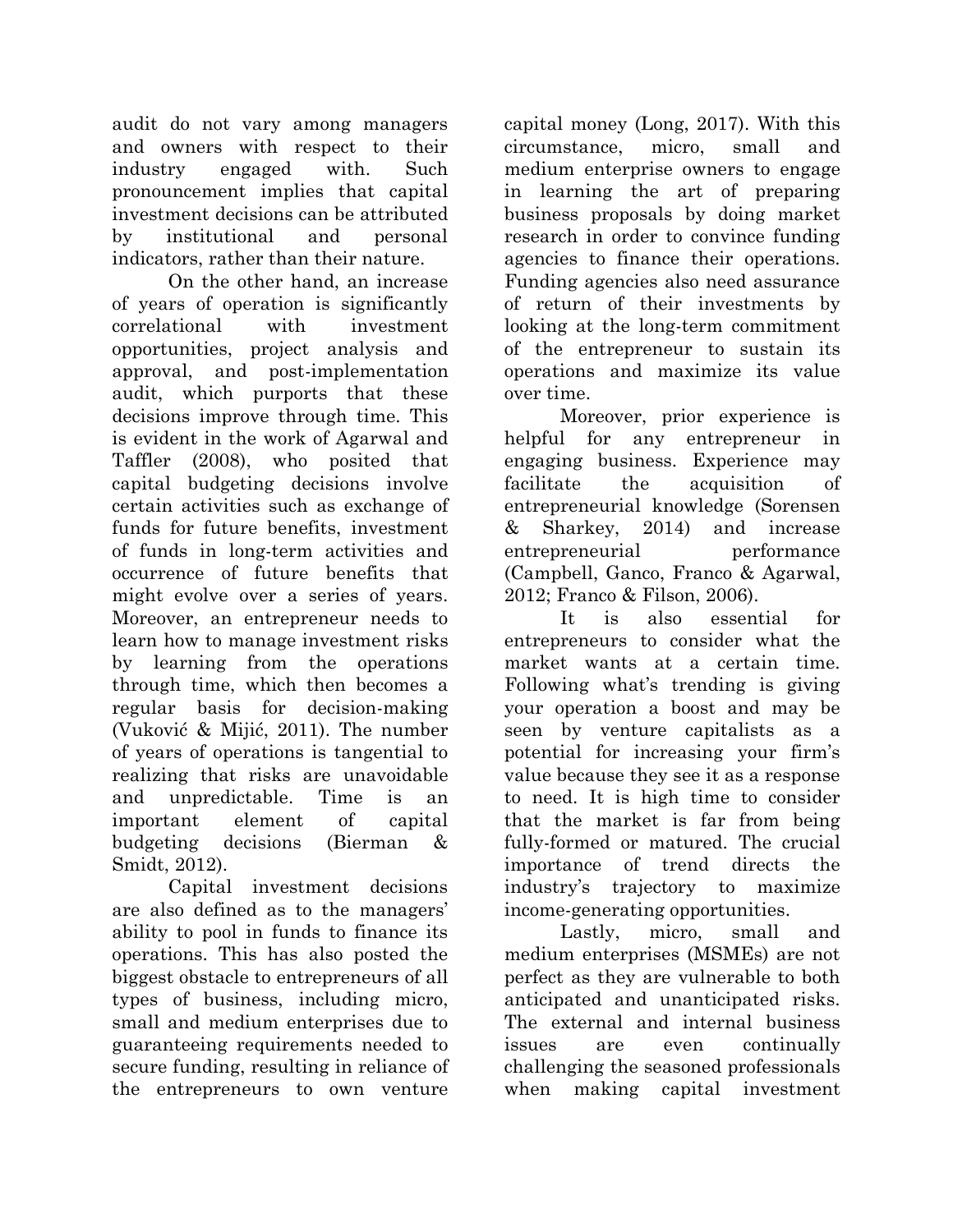audit do not vary among managers and owners with respect to their industry engaged with. Such pronouncement implies that capital investment decisions can be attributed by institutional and personal indicators, rather than their nature.

On the other hand, an increase of years of operation is significantly correlational with investment opportunities, project analysis and approval, and post-implementation audit, which purports that these decisions improve through time. This is evident in the work of Agarwal and Taffler (2008), who posited that capital budgeting decisions involve certain activities such as exchange of funds for future benefits, investment of funds in long-term activities and occurrence of future benefits that might evolve over a series of years. Moreover, an entrepreneur needs to learn how to manage investment risks by learning from the operations through time, which then becomes a regular basis for decision-making (Vuković & Mijić, 2011). The number of years of operations is tangential to realizing that risks are unavoidable and unpredictable. Time is an important element of capital budgeting decisions (Bierman & Smidt, 2012).

Capital investment decisions are also defined as to the managers' ability to pool in funds to finance its operations. This has also posted the biggest obstacle to entrepreneurs of all types of business, including micro, small and medium enterprises due to guaranteeing requirements needed to secure funding, resulting in reliance of the entrepreneurs to own venture capital money (Long, 2017). With this circumstance, micro, small and medium enterprise owners to engage in learning the art of preparing business proposals by doing market research in order to convince funding agencies to finance their operations. Funding agencies also need assurance of return of their investments by looking at the long-term commitment of the entrepreneur to sustain its operations and maximize its value over time.

Moreover, prior experience is helpful for any entrepreneur in engaging business. Experience may facilitate the acquisition of entrepreneurial knowledge (Sorensen & Sharkey, 2014) and increase entrepreneurial performance (Campbell, Ganco, Franco & Agarwal, 2012; Franco & Filson, 2006).

It is also essential for entrepreneurs to consider what the market wants at a certain time. Following what's trending is giving your operation a boost and may be seen by venture capitalists as a potential for increasing your firm's value because they see it as a response to need. It is high time to consider that the market is far from being fully-formed or matured. The crucial importance of trend directs the industry's trajectory to maximize income-generating opportunities.

Lastly, micro, small and medium enterprises (MSMEs) are not perfect as they are vulnerable to both anticipated and unanticipated risks. The external and internal business issues are even continually challenging the seasoned professionals when making capital investment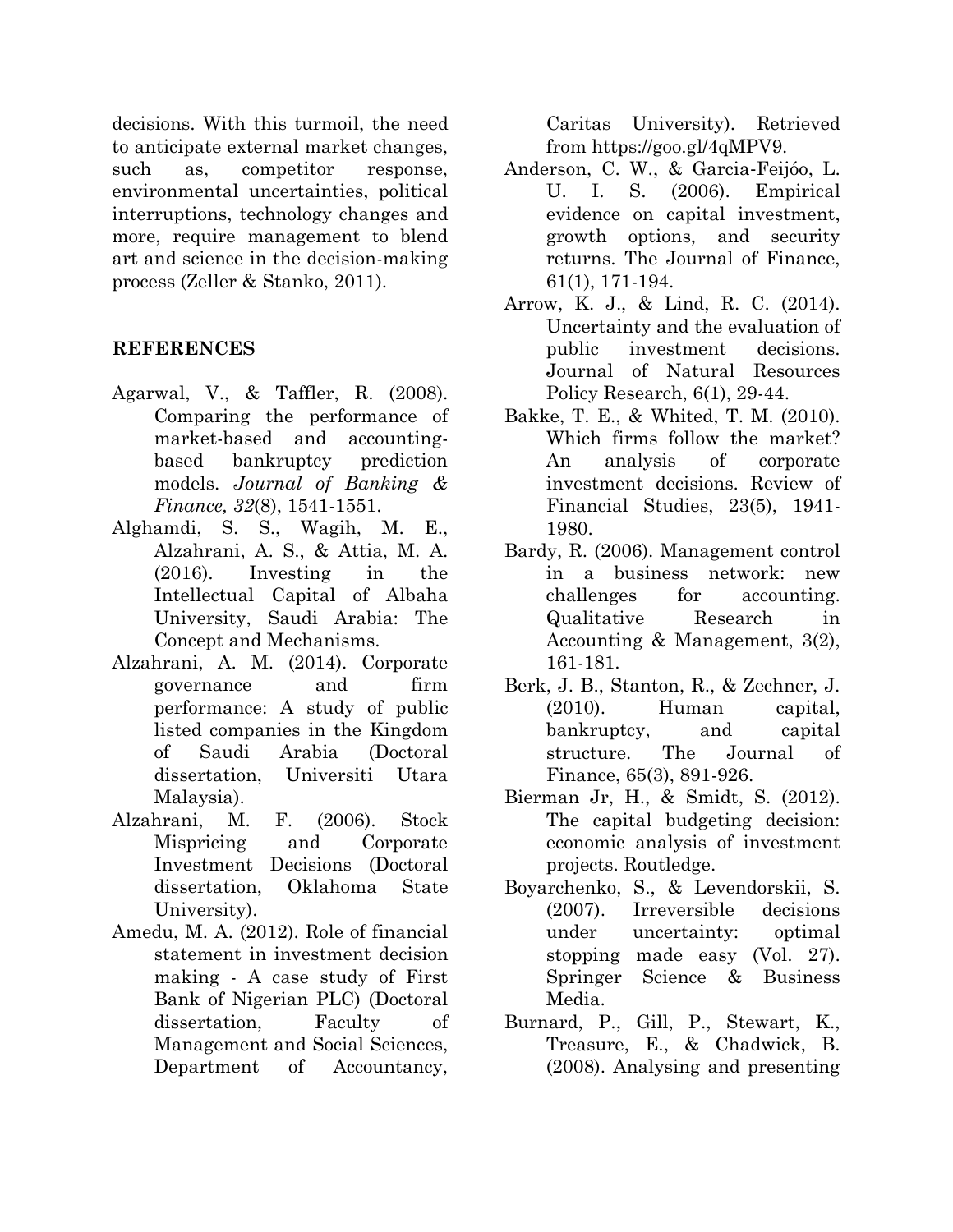decisions. With this turmoil, the need to anticipate external market changes, such as, competitor response, environmental uncertainties, political interruptions, technology changes and more, require management to blend art and science in the decision-making process (Zeller & Stanko, 2011).

## REFERENCES

Agarwal, V., & Taffler, R. (2008). Comparing the performance of market-based and accounting-based bankruptcy prediction models. *Journal of Banking & Finance, 32*(8), 1541-1551.

Alghamdi, S. S., Wagih, M. E., Alzahrani, A. S., & Attia, M. A. (2016). Investing in the Intellectual Capital of Albaha University, Saudi Arabia: The Concept and Mechanisms.

Alzahrani, A. M. (2014). Corporate governance and firm performance: A study of public listed companies in the Kingdom of Saudi Arabia (Doctoral dissertation, Universiti Utara Malaysia).

Alzahrani, M. F. (2006). Stock Mispricing and Corporate Investment Decisions (Doctoral dissertation, Oklahoma State University).

Amedu, M. A. (2012). Role of financial statement in investment decision making - A case study of First Bank of Nigerian PLC) (Doctoral dissertation, Faculty of Management and Social Sciences, Department of Accountancy, Caritas University). Retrieved from https://goo.gl/4qMPV9.

Anderson, C. W., & Garcia-Feijóo, L. U. I. S. (2006). Empirical evidence on capital investment, growth options, and security returns. The Journal of Finance, 61(1), 171-194.

Arrow, K. J., & Lind, R. C. (2014). Uncertainty and the evaluation of public investment decisions. Journal of Natural Resources Policy Research, 6(1), 29-44.

Bakke, T. E., & Whited, T. M. (2010). Which firms follow the market? An analysis of corporate investment decisions. Review of Financial Studies, 23(5), 1941-1980.

Bardy, R. (2006). Management control in a business network: new challenges for accounting. Qualitative Research in Accounting & Management, 3(2), 161-181.

Berk, J. B., Stanton, R., & Zechner, J. (2010). Human capital, bankruptcy, and capital structure. The Journal of Finance, 65(3), 891-926.

Bierman Jr, H., & Smidt, S. (2012). The capital budgeting decision: economic analysis of investment projects. Routledge.

Boyarchenko, S., & Levendorskii, S. (2007). Irreversible decisions under uncertainty: optimal stopping made easy (Vol. 27). Springer Science & Business Media.

Burnard, P., Gill, P., Stewart, K., Treasure, E., & Chadwick, B. (2008). Analysing and presenting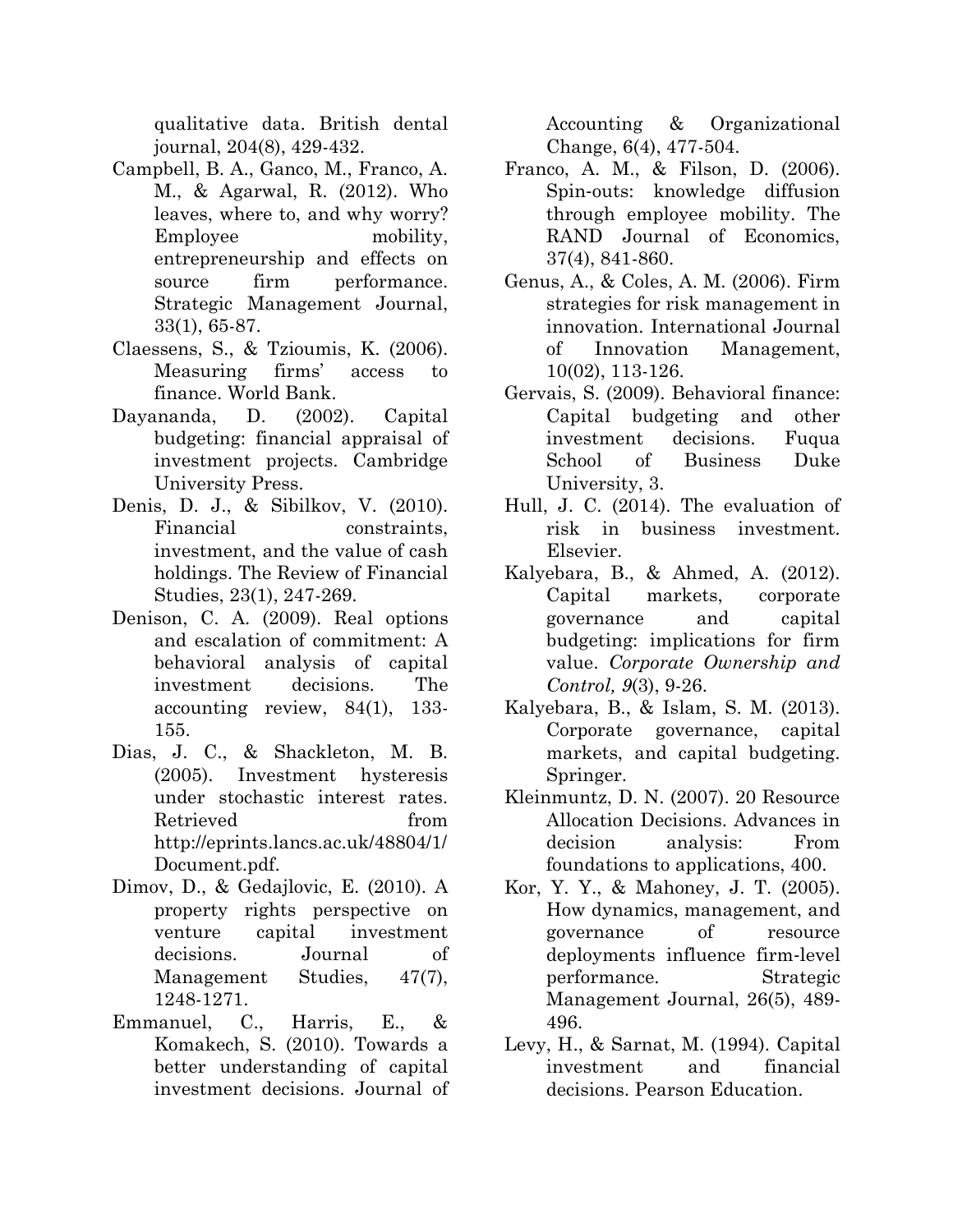qualitative data. British dental journal, 204(8), 429-432.

Campbell, B. A., Ganco, M., Franco, A. M., & Agarwal, R. (2012). Who leaves, where to, and why worry? Employee mobility, entrepreneurship and effects on source firm performance. Strategic Management Journal, 33(1), 65-87.

Claessens, S., & Tzioumis, K. (2006). Measuring firms' access to finance. World Bank.

Dayananda, D. (2002). Capital budgeting: financial appraisal of investment projects. Cambridge University Press.

Denis, D. J., & Sibilkov, V. (2010). Financial constraints, investment, and the value of cash holdings. The Review of Financial Studies, 23(1), 247-269.

Denison, C. A. (2009). Real options and escalation of commitment: A behavioral analysis of capital investment decisions. The accounting review, 84(1), 133-155.

Dias, J. C., & Shackleton, M. B. (2005). Investment hysteresis under stochastic interest rates. Retrieved from http://eprints.lancs.ac.uk/48804/1/Document.pdf.

Dimov, D., & Gedajlovic, E. (2010). A property rights perspective on venture capital investment decisions. Journal of Management Studies, 47(7), 1248-1271.

Emmanuel, C., Harris, E., & Komakech, S. (2010). Towards a better understanding of capital investment decisions. Journal of Accounting & Organizational Change, 6(4), 477-504.

Franco, A. M., & Filson, D. (2006). Spin-outs: knowledge diffusion through employee mobility. The RAND Journal of Economics, 37(4), 841-860.

Genus, A., & Coles, A. M. (2006). Firm strategies for risk management in innovation. International Journal of Innovation Management, 10(02), 113-126.

Gervais, S. (2009). Behavioral finance: Capital budgeting and other investment decisions. Fuqua School of Business Duke University, 3.

Hull, J. C. (2014). The evaluation of risk in business investment. Elsevier.

Kalyebara, B., & Ahmed, A. (2012). Capital markets, corporate governance and capital budgeting: implications for firm value. *Corporate Ownership and Control, 9*(3), 9-26.

Kalyebara, B., & Islam, S. M. (2013). Corporate governance, capital markets, and capital budgeting. Springer.

Kleinmuntz, D. N. (2007). 20 Resource Allocation Decisions. Advances in decision analysis: From foundations to applications, 400.

Kor, Y. Y., & Mahoney, J. T. (2005). How dynamics, management, and governance of resource deployments influence firm-level performance. Strategic Management Journal, 26(5), 489-496.

Levy, H., & Sarnat, M. (1994). Capital investment and financial decisions. Pearson Education.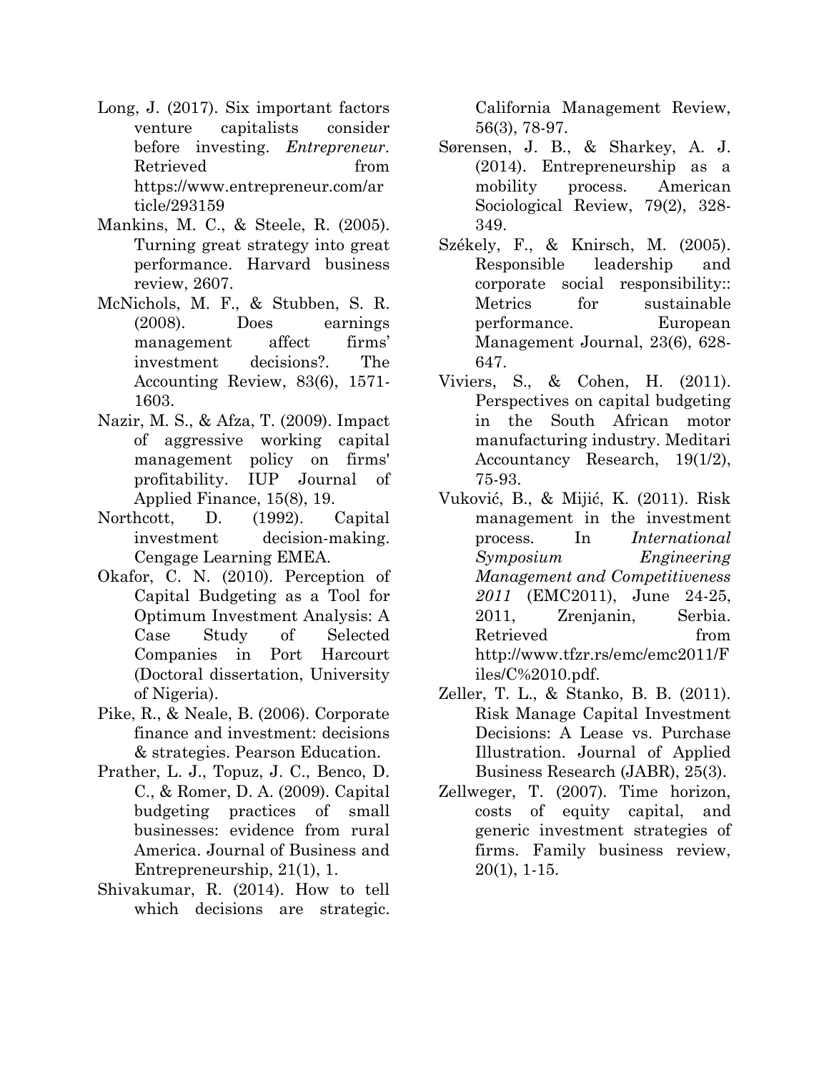Long, J. (2017). Six important factors venture capitalists consider before investing. *Entrepreneur*. Retrieved from https://www.entrepreneur.com/article/293159

Mankins, M. C., & Steele, R. (2005). Turning great strategy into great performance. Harvard business review, 2607.

McNichols, M. F., & Stubben, S. R. (2008). Does earnings management affect firms' investment decisions?. The Accounting Review, 83(6), 1571-1603.

Nazir, M. S., & Afza, T. (2009). Impact of aggressive working capital management policy on firms' profitability. IUP Journal of Applied Finance, 15(8), 19.

Northcott, D. (1992). Capital investment decision-making. Cengage Learning EMEA.

Okafor, C. N. (2010). Perception of Capital Budgeting as a Tool for Optimum Investment Analysis: A Case Study of Selected Companies in Port Harcourt (Doctoral dissertation, University of Nigeria).

Pike, R., & Neale, B. (2006). Corporate finance and investment: decisions & strategies. Pearson Education.

Prather, L. J., Topuz, J. C., Benco, D. C., & Romer, D. A. (2009). Capital budgeting practices of small businesses: evidence from rural America. Journal of Business and Entrepreneurship, 21(1), 1.

Shivakumar, R. (2014). How to tell which decisions are strategic. California Management Review, 56(3), 78-97.

Sørensen, J. B., & Sharkey, A. J. (2014). Entrepreneurship as a mobility process. American Sociological Review, 79(2), 328-349.

Székely, F., & Knirsch, M. (2005). Responsible leadership and corporate social responsibility:: Metrics for sustainable performance. European Management Journal, 23(6), 628-647.

Viviers, S., & Cohen, H. (2011). Perspectives on capital budgeting in the South African motor manufacturing industry. Meditari Accountancy Research, 19(1/2), 75-93.

Vuković, B., & Mijić, K. (2011). Risk management in the investment process. In *International Symposium Engineering Management and Competitiveness 2011* (EMC2011), June 24-25, 2011, Zrenjanin, Serbia. Retrieved from http://www.tfzr.rs/emc/emc2011/Files/C%2010.pdf.

Zeller, T. L., & Stanko, B. B. (2011). Risk Manage Capital Investment Decisions: A Lease vs. Purchase Illustration. Journal of Applied Business Research (JABR), 25(3).

Zellweger, T. (2007). Time horizon, costs of equity capital, and generic investment strategies of firms. Family business review, 20(1), 1-15.